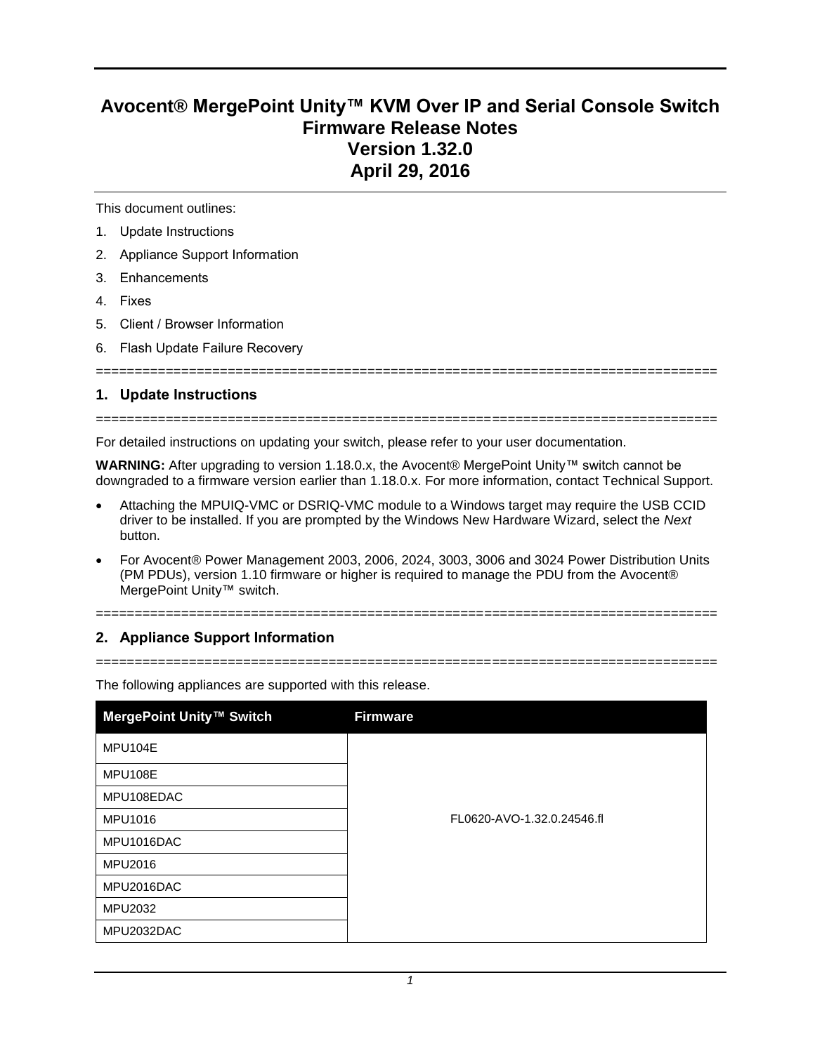# Avocent® MergePoint Unity™ KVM Over IP and Serial Console Switch Firmware Release Notes Version 1.32.0 April 29, 2016

This document outlines:

1. Update Instructions
2. Appliance Support Information
3. Enhancements
4. Fixes
5. Client / Browser Information
6. Flash Update Failure Recovery

================================================================================

## 1. Update Instructions

================================================================================

For detailed instructions on updating your switch, please refer to your user documentation.

**WARNING:** After upgrading to version 1.18.0.x, the Avocent® MergePoint Unity™ switch cannot be downgraded to a firmware version earlier than 1.18.0.x. For more information, contact Technical Support.

- Attaching the MPUIQ-VMC or DSRIQ-VMC module to a Windows target may require the USB CCID driver to be installed. If you are prompted by the Windows New Hardware Wizard, select the *Next* button.
- For Avocent® Power Management 2003, 2006, 2024, 3003, 3006 and 3024 Power Distribution Units (PM PDUs), version 1.10 firmware or higher is required to manage the PDU from the Avocent® MergePoint Unity™ switch.

================================================================================

## 2. Appliance Support Information

================================================================================

The following appliances are supported with this release.

| MergePoint Unity™ Switch | Firmware |
|---|---|
| MPU104E | FL0620-AVO-1.32.0.24546.fl |
| MPU108E | |
| MPU108EDAC | |
| MPU1016 | |
| MPU1016DAC | |
| MPU2016 | |
| MPU2016DAC | |
| MPU2032 | |
| MPU2032DAC | |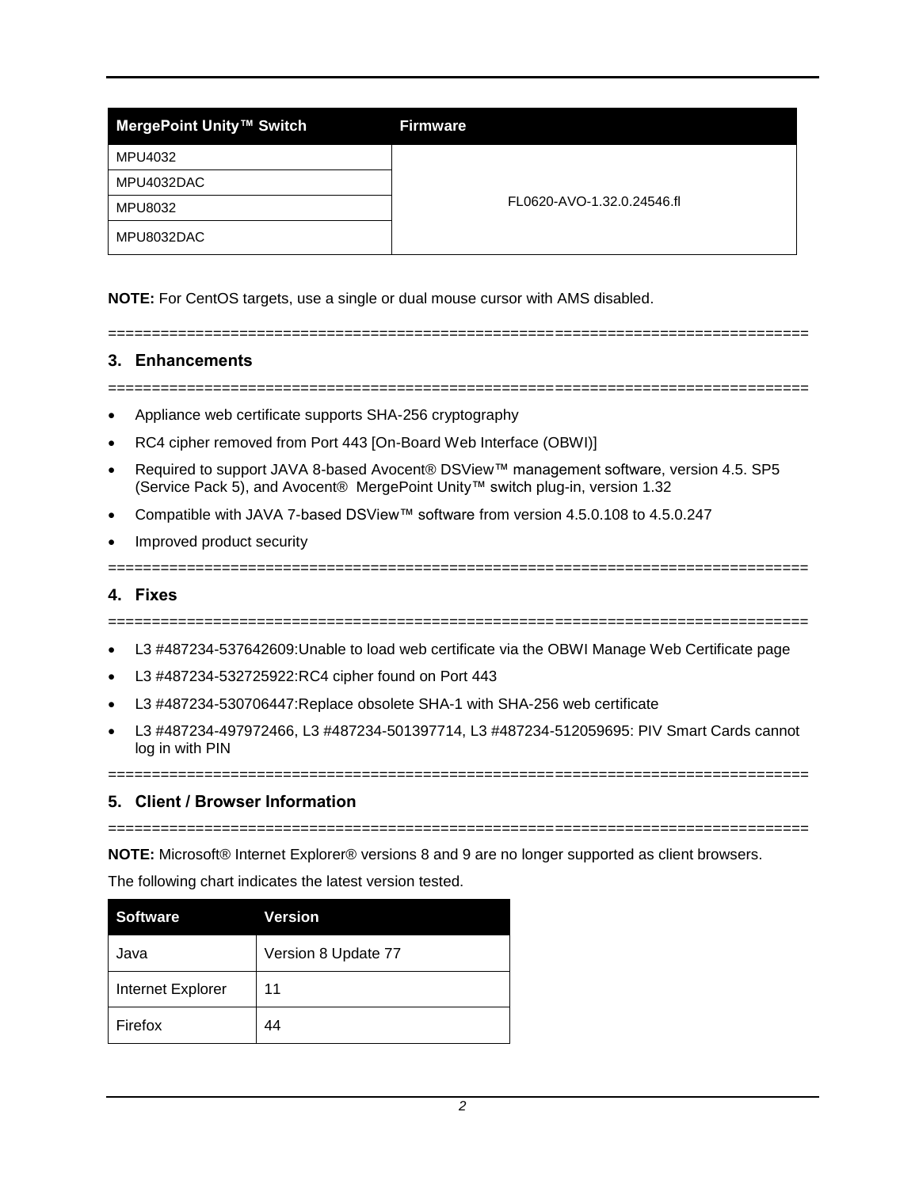| MergePoint Unity™ Switch | Firmware |
| --- | --- |
| MPU4032 | FL0620-AVO-1.32.0.24546.fl |
| MPU4032DAC | |
| MPU8032 | |
| MPU8032DAC | |

**NOTE:** For CentOS targets, use a single or dual mouse cursor with AMS disabled.

================================================================================

## 3. Enhancements

================================================================================

- Appliance web certificate supports SHA-256 cryptography
- RC4 cipher removed from Port 443 [On-Board Web Interface (OBWI)]
- Required to support JAVA 8-based Avocent® DSView™ management software, version 4.5. SP5 (Service Pack 5), and Avocent® MergePoint Unity™ switch plug-in, version 1.32
- Compatible with JAVA 7-based DSView™ software from version 4.5.0.108 to 4.5.0.247
- Improved product security

================================================================================

## 4. Fixes

================================================================================

- L3 #487234-537642609:Unable to load web certificate via the OBWI Manage Web Certificate page
- L3 #487234-532725922:RC4 cipher found on Port 443
- L3 #487234-530706447:Replace obsolete SHA-1 with SHA-256 web certificate
- L3 #487234-497972466, L3 #487234-501397714, L3 #487234-512059695: PIV Smart Cards cannot log in with PIN

================================================================================

## 5. Client / Browser Information

================================================================================

**NOTE:** Microsoft® Internet Explorer® versions 8 and 9 are no longer supported as client browsers.

The following chart indicates the latest version tested.

| Software | Version |
| --- | --- |
| Java | Version 8 Update 77 |
| Internet Explorer | 11 |
| Firefox | 44 |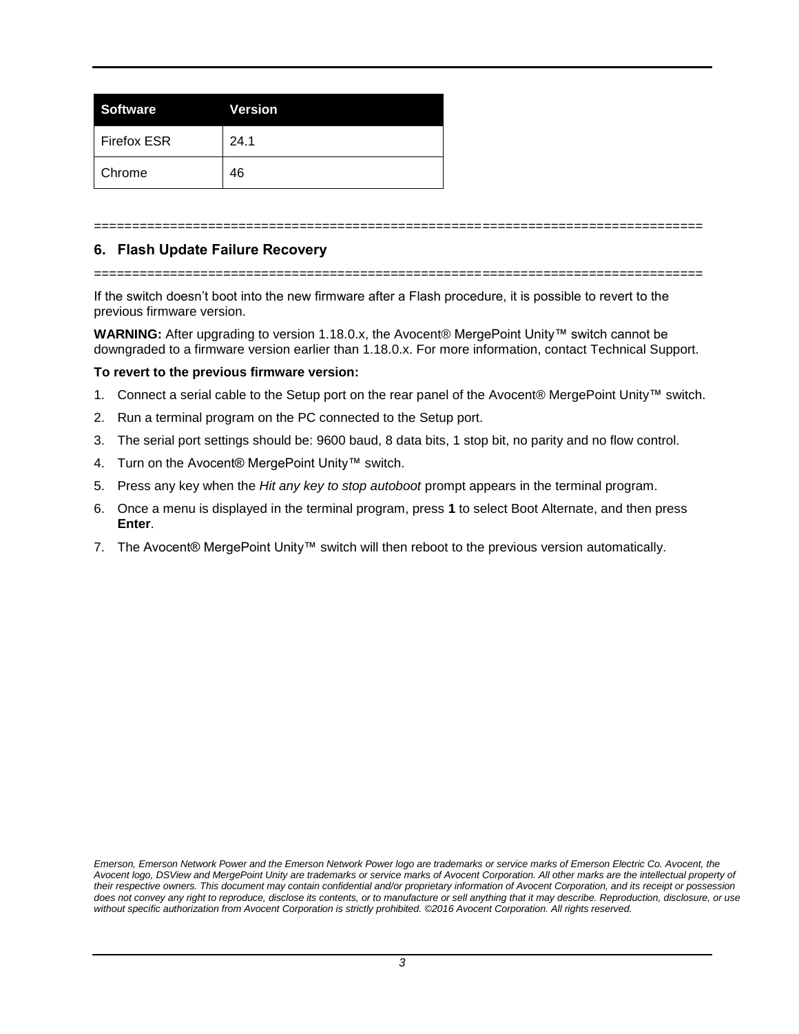| Software | Version |
| --- | --- |
| Firefox ESR | 24.1 |
| Chrome | 46 |

================================================================================

## 6. Flash Update Failure Recovery

================================================================================

If the switch doesn't boot into the new firmware after a Flash procedure, it is possible to revert to the previous firmware version.

**WARNING:** After upgrading to version 1.18.0.x, the Avocent® MergePoint Unity™ switch cannot be downgraded to a firmware version earlier than 1.18.0.x. For more information, contact Technical Support.

**To revert to the previous firmware version:**

1. Connect a serial cable to the Setup port on the rear panel of the Avocent® MergePoint Unity™ switch.
2. Run a terminal program on the PC connected to the Setup port.
3. The serial port settings should be: 9600 baud, 8 data bits, 1 stop bit, no parity and no flow control.
4. Turn on the Avocent® MergePoint Unity™ switch.
5. Press any key when the *Hit any key to stop autoboot* prompt appears in the terminal program.
6. Once a menu is displayed in the terminal program, press **1** to select Boot Alternate, and then press **Enter**.
7. The Avocent® MergePoint Unity™ switch will then reboot to the previous version automatically.

*Emerson, Emerson Network Power and the Emerson Network Power logo are trademarks or service marks of Emerson Electric Co. Avocent, the Avocent logo, DSView and MergePoint Unity are trademarks or service marks of Avocent Corporation. All other marks are the intellectual property of their respective owners. This document may contain confidential and/or proprietary information of Avocent Corporation, and its receipt or possession does not convey any right to reproduce, disclose its contents, or to manufacture or sell anything that it may describe. Reproduction, disclosure, or use without specific authorization from Avocent Corporation is strictly prohibited. ©2016 Avocent Corporation. All rights reserved.*